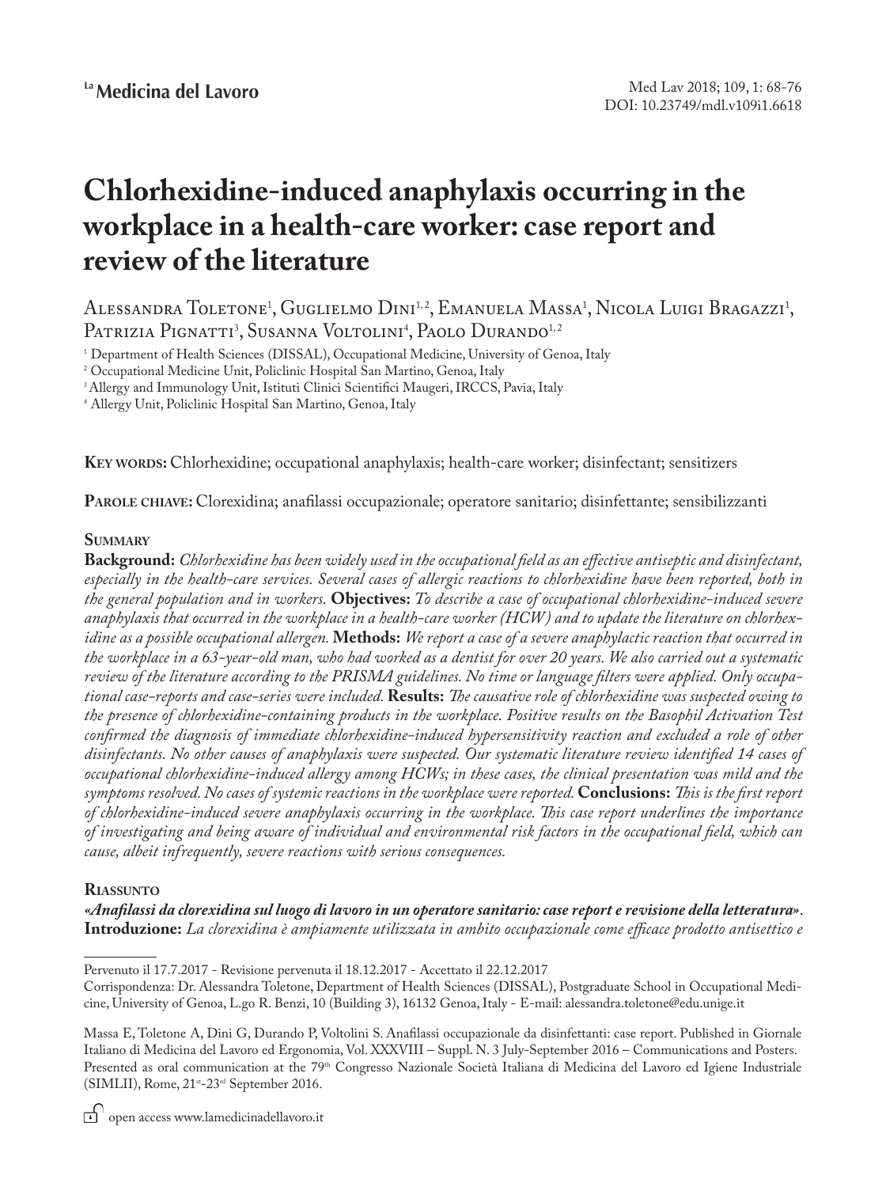# Chlorhexidine-induced anaphylaxis occurring in the workplace in a health-care worker: case report and review of the literature

Alessandra Toletone[1], Guglielmo Dini[1,2], Emanuela Massa[1], Nicola Luigi Bragazzi[1], Patrizia Pignatti[3], Susanna Voltolini[4], Paolo Durando[1,2]

[1] Department of Health Sciences (DISSAL), Occupational Medicine, University of Genoa, Italy
[2] Occupational Medicine Unit, Policlinic Hospital San Martino, Genoa, Italy
[3] Allergy and Immunology Unit, Istituti Clinici Scientifici Maugeri, IRCCS, Pavia, Italy
[4] Allergy Unit, Policlinic Hospital San Martino, Genoa, Italy

**Key words:** Chlorhexidine; occupational anaphylaxis; health-care worker; disinfectant; sensitizers

**Parole chiave:** Clorexidina; anafilassi occupazionale; operatore sanitario; disinfettante; sensibilizzanti

## Summary

**Background:** *Chlorhexidine has been widely used in the occupational field as an effective antiseptic and disinfectant, especially in the health-care services. Several cases of allergic reactions to chlorhexidine have been reported, both in the general population and in workers.* **Objectives:** *To describe a case of occupational chlorhexidine-induced severe anaphylaxis that occurred in the workplace in a health-care worker (HCW) and to update the literature on chlorhexidine as a possible occupational allergen.* **Methods:** *We report a case of a severe anaphylactic reaction that occurred in the workplace in a 63-year-old man, who had worked as a dentist for over 20 years. We also carried out a systematic review of the literature according to the PRISMA guidelines. No time or language filters were applied. Only occupational case-reports and case-series were included.* **Results:** *The causative role of chlorhexidine was suspected owing to the presence of chlorhexidine-containing products in the workplace. Positive results on the Basophil Activation Test confirmed the diagnosis of immediate chlorhexidine-induced hypersensitivity reaction and excluded a role of other disinfectants. No other causes of anaphylaxis were suspected. Our systematic literature review identified 14 cases of occupational chlorhexidine-induced allergy among HCWs; in these cases, the clinical presentation was mild and the symptoms resolved. No cases of systemic reactions in the workplace were reported.* **Conclusions:** *This is the first report of chlorhexidine-induced severe anaphylaxis occurring in the workplace. This case report underlines the importance of investigating and being aware of individual and environmental risk factors in the occupational field, which can cause, albeit infrequently, severe reactions with serious consequences.*

## Riassunto

***«Anafilassi da clorexidina sul luogo di lavoro in un operatore sanitario: case report e revisione della letteratura»***. **Introduzione:** *La clorexidina è ampiamente utilizzata in ambito occupazionale come efficace prodotto antisettico e*

---

Pervenuto il 17.7.2017 - Revisione pervenuta il 18.12.2017 - Accettato il 22.12.2017

Corrispondenza: Dr. Alessandra Toletone, Department of Health Sciences (DISSAL), Postgraduate School in Occupational Medicine, University of Genoa, L.go R. Benzi, 10 (Building 3), 16132 Genoa, Italy - E-mail: alessandra.toletone@edu.unige.it

Massa E, Toletone A, Dini G, Durando P, Voltolini S. Anafilassi occupazionale da disinfettanti: case report. Published in Giornale Italiano di Medicina del Lavoro ed Ergonomia, Vol. XXXVIII – Suppl. N. 3 July-September 2016 – Communications and Posters. Presented as oral communication at the 79th Congresso Nazionale Società Italiana di Medicina del Lavoro ed Igiene Industriale (SIMLII), Rome, 21st-23rd September 2016.

open access www.lamedicinadellavoro.it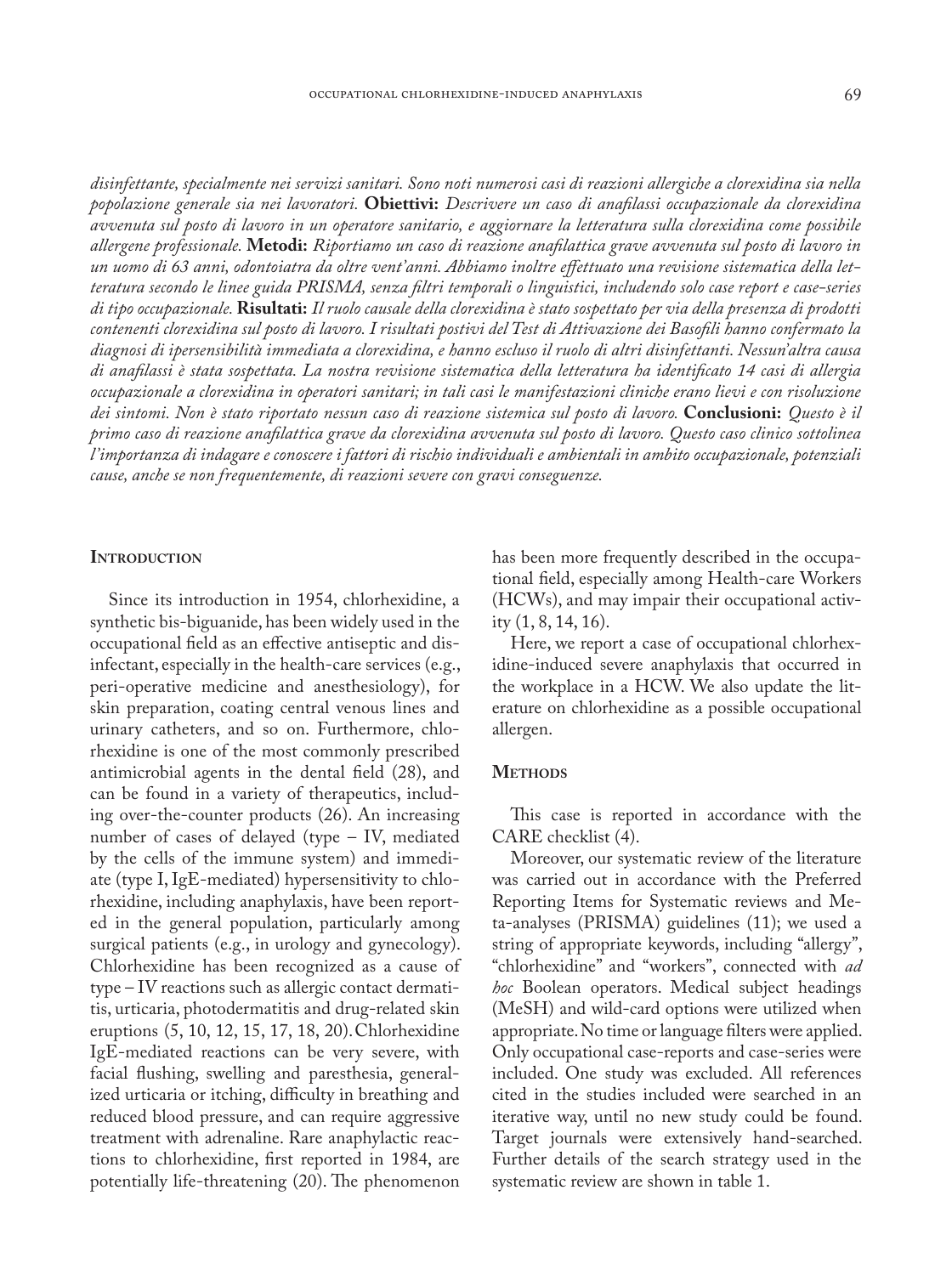*disinfettante, specialmente nei servizi sanitari. Sono noti numerosi casi di reazioni allergiche a clorexidina sia nella popolazione generale sia nei lavoratori.* **Obiettivi:** *Descrivere un caso di anafilassi occupazionale da clorexidina avvenuta sul posto di lavoro in un operatore sanitario, e aggiornare la letteratura sulla clorexidina come possibile allergene professionale.* **Metodi:** *Riportiamo un caso di reazione anafilattica grave avvenuta sul posto di lavoro in un uomo di 63 anni, odontoiatra da oltre vent'anni. Abbiamo inoltre effettuato una revisione sistematica della letteratura secondo le linee guida PRISMA, senza filtri temporali o linguistici, includendo solo case report e case-series di tipo occupazionale.* **Risultati:** *Il ruolo causale della clorexidina è stato sospettato per via della presenza di prodotti contenenti clorexidina sul posto di lavoro. I risultati postivi del Test di Attivazione dei Basofili hanno confermato la diagnosi di ipersensibilità immediata a clorexidina, e hanno escluso il ruolo di altri disinfettanti. Nessun'altra causa di anafilassi è stata sospettata. La nostra revisione sistematica della letteratura ha identificato 14 casi di allergia occupazionale a clorexidina in operatori sanitari; in tali casi le manifestazioni cliniche erano lievi e con risoluzione dei sintomi. Non è stato riportato nessun caso di reazione sistemica sul posto di lavoro.* **Conclusioni:** *Questo è il primo caso di reazione anafilattica grave da clorexidina avvenuta sul posto di lavoro. Questo caso clinico sottolinea l'importanza di indagare e conoscere i fattori di rischio individuali e ambientali in ambito occupazionale, potenziali cause, anche se non frequentemente, di reazioni severe con gravi conseguenze.*

## Introduction

Since its introduction in 1954, chlorhexidine, a synthetic bis-biguanide, has been widely used in the occupational field as an effective antiseptic and disinfectant, especially in the health-care services (e.g., peri-operative medicine and anesthesiology), for skin preparation, coating central venous lines and urinary catheters, and so on. Furthermore, chlorhexidine is one of the most commonly prescribed antimicrobial agents in the dental field (28), and can be found in a variety of therapeutics, including over-the-counter products (26). An increasing number of cases of delayed (type – IV, mediated by the cells of the immune system) and immediate (type I, IgE-mediated) hypersensitivity to chlorhexidine, including anaphylaxis, have been reported in the general population, particularly among surgical patients (e.g., in urology and gynecology). Chlorhexidine has been recognized as a cause of type – IV reactions such as allergic contact dermatitis, urticaria, photodermatitis and drug-related skin eruptions (5, 10, 12, 15, 17, 18, 20). Chlorhexidine IgE-mediated reactions can be very severe, with facial flushing, swelling and paresthesia, generalized urticaria or itching, difficulty in breathing and reduced blood pressure, and can require aggressive treatment with adrenaline. Rare anaphylactic reactions to chlorhexidine, first reported in 1984, are potentially life-threatening (20). The phenomenon has been more frequently described in the occupational field, especially among Health-care Workers (HCWs), and may impair their occupational activity (1, 8, 14, 16).

Here, we report a case of occupational chlorhexidine-induced severe anaphylaxis that occurred in the workplace in a HCW. We also update the literature on chlorhexidine as a possible occupational allergen.

## Methods

This case is reported in accordance with the CARE checklist (4).

Moreover, our systematic review of the literature was carried out in accordance with the Preferred Reporting Items for Systematic reviews and Meta-analyses (PRISMA) guidelines (11); we used a string of appropriate keywords, including "allergy", "chlorhexidine" and "workers", connected with *ad hoc* Boolean operators. Medical subject headings (MeSH) and wild-card options were utilized when appropriate. No time or language filters were applied. Only occupational case-reports and case-series were included. One study was excluded. All references cited in the studies included were searched in an iterative way, until no new study could be found. Target journals were extensively hand-searched. Further details of the search strategy used in the systematic review are shown in table 1.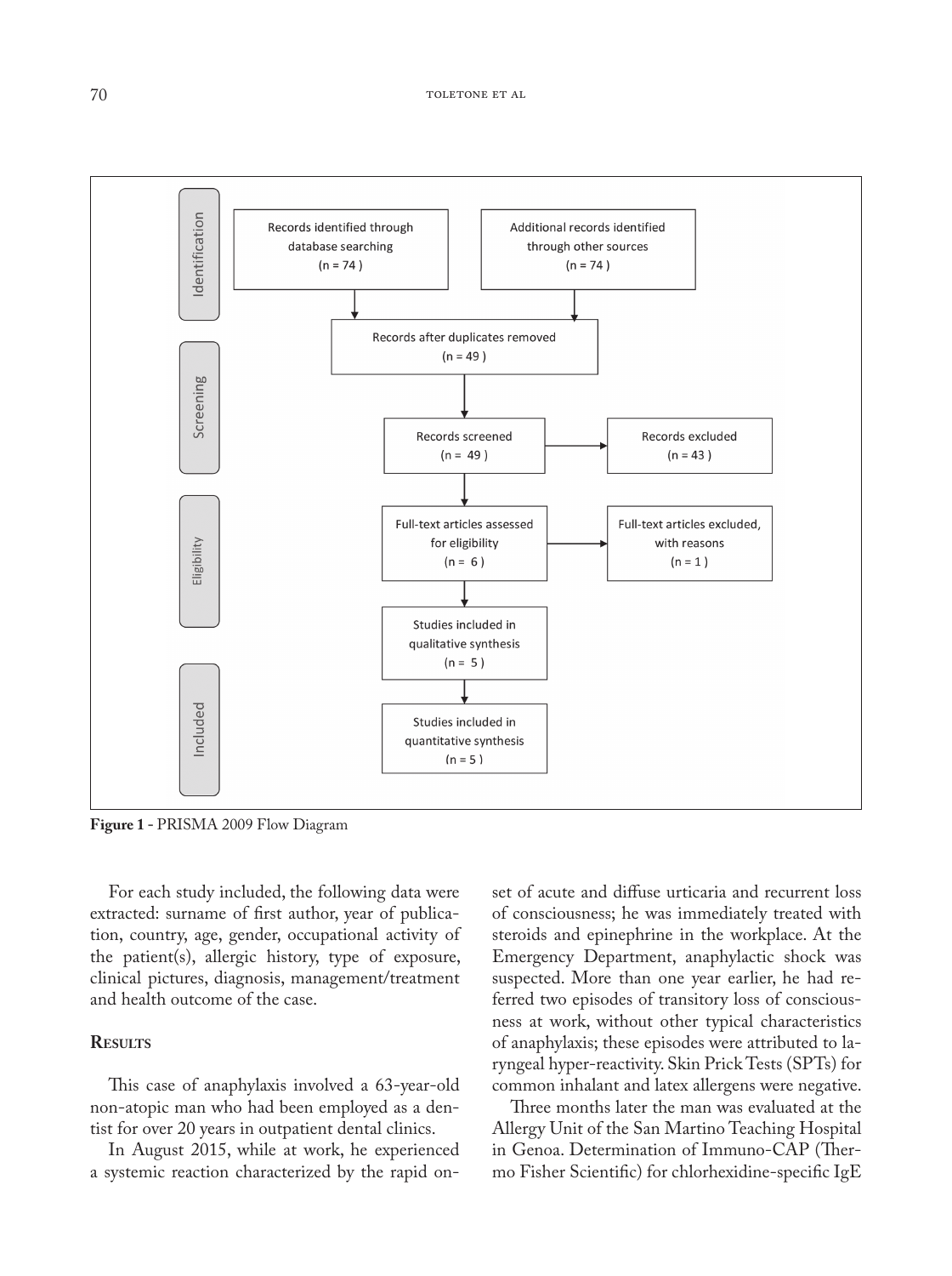**Identification**

- Records identified through database searching (n = 74 )
- Additional records identified through other sources (n = 74 )

**Screening**

- Records after duplicates removed (n = 49 )
- Records screened (n = 49 ) → Records excluded (n = 43 )

**Eligibility**

- Full-text articles assessed for eligibility (n = 6 ) → Full-text articles excluded, with reasons (n = 1 )

**Included**

- Studies included in qualitative synthesis (n = 5 )
- Studies included in quantitative synthesis (n = 5 )

**Figure 1** - PRISMA 2009 Flow Diagram

For each study included, the following data were extracted: surname of first author, year of publication, country, age, gender, occupational activity of the patient(s), allergic history, type of exposure, clinical pictures, diagnosis, management/treatment and health outcome of the case.

## Results

This case of anaphylaxis involved a 63-year-old non-atopic man who had been employed as a dentist for over 20 years in outpatient dental clinics.

In August 2015, while at work, he experienced a systemic reaction characterized by the rapid onset of acute and diffuse urticaria and recurrent loss of consciousness; he was immediately treated with steroids and epinephrine in the workplace. At the Emergency Department, anaphylactic shock was suspected. More than one year earlier, he had referred two episodes of transitory loss of consciousness at work, without other typical characteristics of anaphylaxis; these episodes were attributed to laryngeal hyper-reactivity. Skin Prick Tests (SPTs) for common inhalant and latex allergens were negative.

Three months later the man was evaluated at the Allergy Unit of the San Martino Teaching Hospital in Genoa. Determination of Immuno-CAP (Thermo Fisher Scientific) for chlorhexidine-specific IgE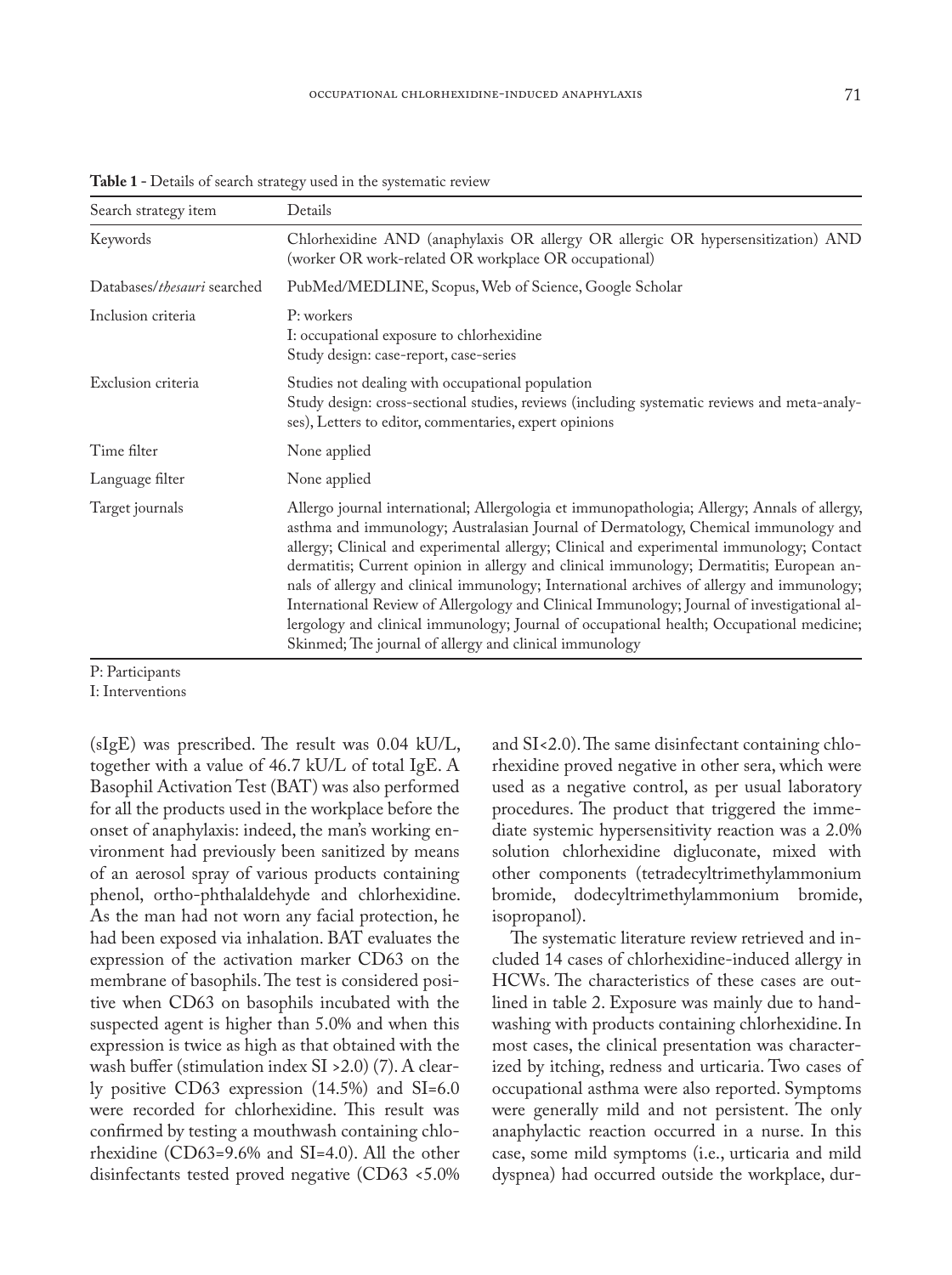**Table 1** - Details of search strategy used in the systematic review

| Search strategy item | Details |
|---|---|
| Keywords | Chlorhexidine AND (anaphylaxis OR allergy OR allergic OR hypersensitization) AND (worker OR work-related OR workplace OR occupational) |
| Databases/*thesauri* searched | PubMed/MEDLINE, Scopus, Web of Science, Google Scholar |
| Inclusion criteria | P: workers<br>I: occupational exposure to chlorhexidine<br>Study design: case-report, case-series |
| Exclusion criteria | Studies not dealing with occupational population<br>Study design: cross-sectional studies, reviews (including systematic reviews and meta-analyses), Letters to editor, commentaries, expert opinions |
| Time filter | None applied |
| Language filter | None applied |
| Target journals | Allergo journal international; Allergologia et immunopathologia; Allergy; Annals of allergy, asthma and immunology; Australasian Journal of Dermatology, Chemical immunology and allergy; Clinical and experimental allergy; Clinical and experimental immunology; Contact dermatitis; Current opinion in allergy and clinical immunology; Dermatitis; European annals of allergy and clinical immunology; International archives of allergy and immunology; International Review of Allergology and Clinical Immunology; Journal of investigational allergology and clinical immunology; Journal of occupational health; Occupational medicine; Skinmed; The journal of allergy and clinical immunology |

P: Participants
I: Interventions

(sIgE) was prescribed. The result was 0.04 kU/L, together with a value of 46.7 kU/L of total IgE. A Basophil Activation Test (BAT) was also performed for all the products used in the workplace before the onset of anaphylaxis: indeed, the man's working environment had previously been sanitized by means of an aerosol spray of various products containing phenol, ortho-phthalaldehyde and chlorhexidine. As the man had not worn any facial protection, he had been exposed via inhalation. BAT evaluates the expression of the activation marker CD63 on the membrane of basophils. The test is considered positive when CD63 on basophils incubated with the suspected agent is higher than 5.0% and when this expression is twice as high as that obtained with the wash buffer (stimulation index SI >2.0) (7). A clearly positive CD63 expression (14.5%) and SI=6.0 were recorded for chlorhexidine. This result was confirmed by testing a mouthwash containing chlorhexidine (CD63=9.6% and SI=4.0). All the other disinfectants tested proved negative (CD63 <5.0% and SI<2.0). The same disinfectant containing chlorhexidine proved negative in other sera, which were used as a negative control, as per usual laboratory procedures. The product that triggered the immediate systemic hypersensitivity reaction was a 2.0% solution chlorhexidine digluconate, mixed with other components (tetradecyltrimethylammonium bromide, dodecyltrimethylammonium bromide, isopropanol).

The systematic literature review retrieved and included 14 cases of chlorhexidine-induced allergy in HCWs. The characteristics of these cases are outlined in table 2. Exposure was mainly due to handwashing with products containing chlorhexidine. In most cases, the clinical presentation was characterized by itching, redness and urticaria. Two cases of occupational asthma were also reported. Symptoms were generally mild and not persistent. The only anaphylactic reaction occurred in a nurse. In this case, some mild symptoms (i.e., urticaria and mild dyspnea) had occurred outside the workplace, dur-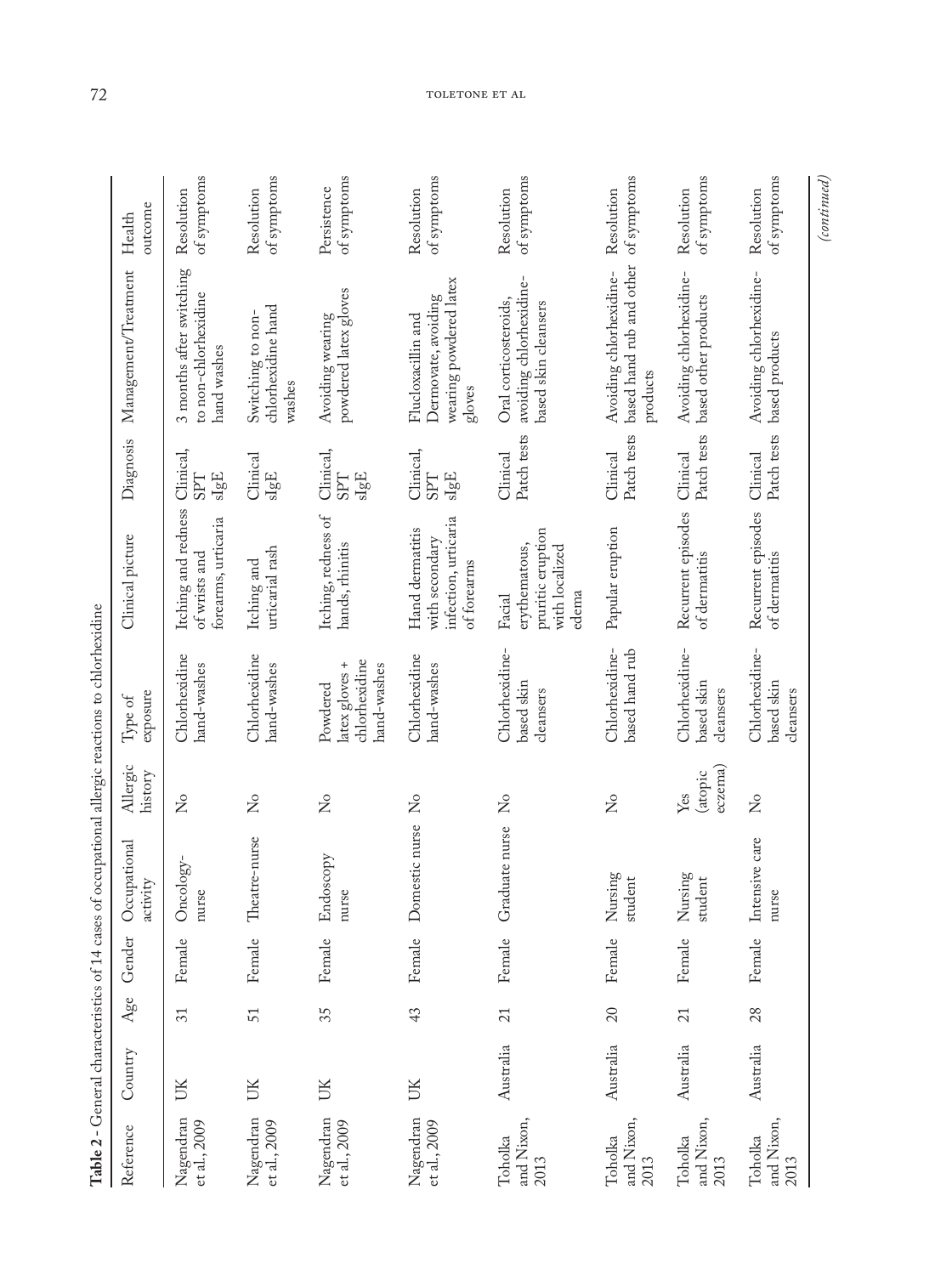**Table 2** - General characteristics of 14 cases of occupational allergic reactions to chlorhexidine

| Reference | Country | Age | Gender | Occupational activity | Allergic history | Type of exposure | Clinical picture | Diagnosis | Management/Treatment | Health outcome |
|---|---|---|---|---|---|---|---|---|---|---|
| Nagendran et al., 2009 | UK | 31 | Female | Oncology-nurse | No | Chlorhexidine hand-washes | Itching and redness of wrists and forearms, urticaria | Clinical, SPT sIgE | 3 months after switching to non-chlorhexidine hand washes | Resolution of symptoms |
| Nagendran et al., 2009 | UK | 51 | Female | Theatre-nurse | No | Chlorhexidine hand-washes | Itching and urticarial rash | Clinical sIgE | Switching to non-chlorhexidine hand washes | Resolution of symptoms |
| Nagendran et al., 2009 | UK | 35 | Female | Endoscopy nurse | No | Powdered latex gloves + chlorhexidine hand-washes | Itching, redness of hands, rhinitis | Clinical, SPT sIgE | Avoiding wearing powdered latex gloves | Persistence of symptoms |
| Nagendran et al., 2009 | UK | 43 | Female | Domestic nurse | No | Chlorhexidine hand-washes | Hand dermatitis with secondary infection, urticaria of forearms | Clinical, SPT sIgE | Flucloxacillin and Dermovate, avoiding wearing powdered latex gloves | Resolution of symptoms |
| Toholka and Nixon, 2013 | Australia | 21 | Female | Graduate nurse | No | Chlorhexidine-based skin cleansers | Facial erythematous, pruritic eruption with localized edema | Clinical Patch tests | Oral corticosteroids, avoiding chlorhexidine-based skin cleansers | Resolution of symptoms |
| Toholka and Nixon, 2013 | Australia | 20 | Female | Nursing student | No | Chlorhexidine-based hand rub | Papular eruption | Clinical Patch tests | Avoiding chlorhexidine-based hand rub and other products | Resolution of symptoms |
| Toholka and Nixon, 2013 | Australia | 21 | Female | Nursing student | Yes (atopic eczema) | Chlorhexidine-based skin cleansers | Recurrent episodes of dermatitis | Clinical Patch tests | Avoiding chlorhexidine-based other products | Resolution of symptoms |
| Toholka and Nixon, 2013 | Australia | 28 | Female | Intensive care nurse | No | Chlorhexidine-based skin cleansers | Recurrent episodes of dermatitis | Clinical Patch tests | Avoiding chlorhexidine-based products | Resolution of symptoms |

*(continued)*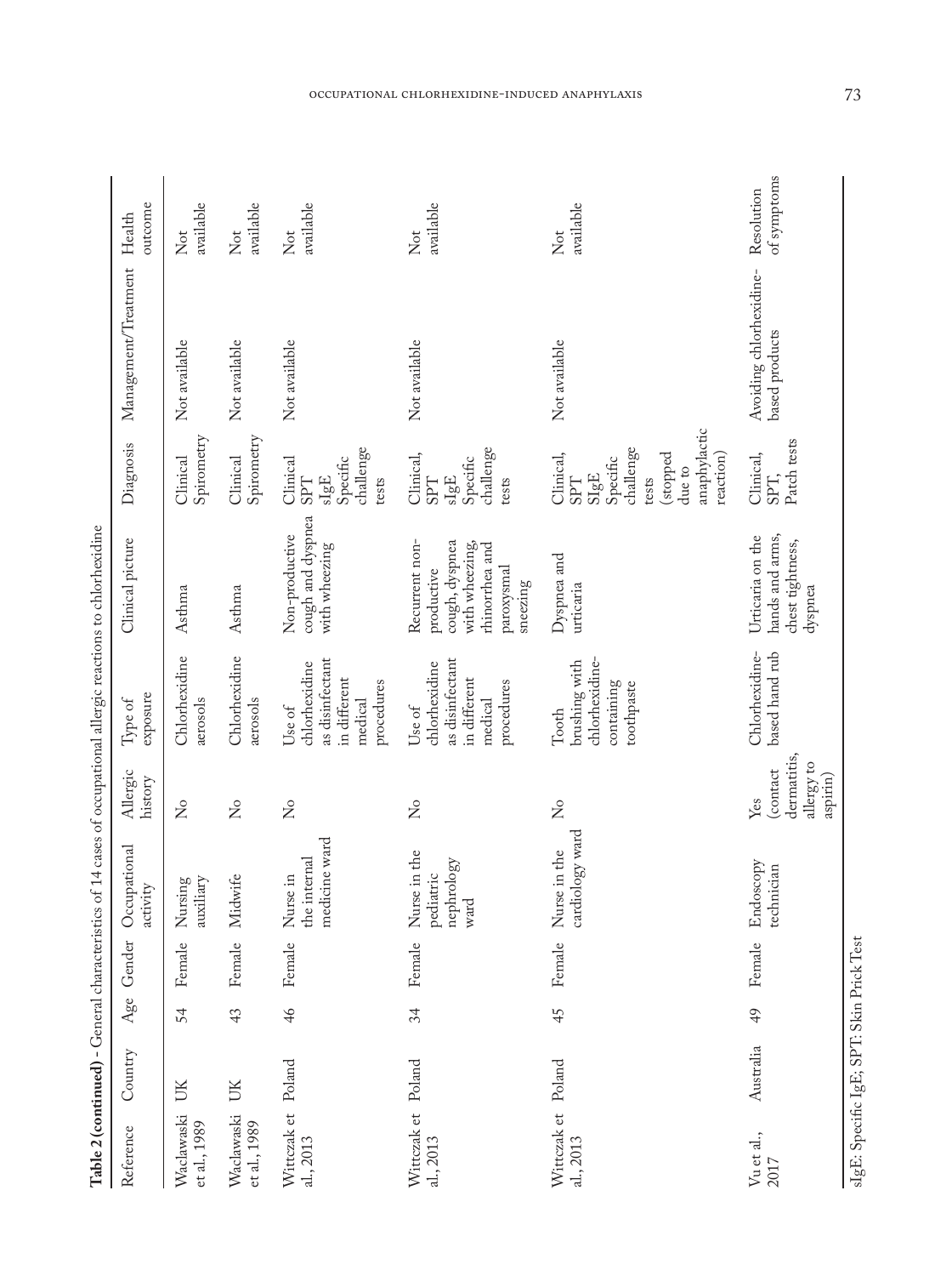**Table 2 (continued)** - General characteristics of 14 cases of occupational allergic reactions to chlorhexidine

| Reference | Country | Age | Gender | Occupational activity | Allergic history | Type of exposure | Clinical picture | Diagnosis | Management/Treatment | Health outcome |
|---|---|---|---|---|---|---|---|---|---|---|
| Waclawski et al., 1989 | UK | 54 | Female | Nursing auxiliary | No | Chlorhexidine aerosols | Asthma | Clinical Spirometry | Not available | Not available |
| Waclawski et al., 1989 | UK | 43 | Female | Midwife | No | Chlorhexidine aerosols | Asthma | Clinical Spirometry | Not available | Not available |
| Wittczak et al., 2013 | Poland | 46 | Female | Nurse in the internal medicine ward | No | Use of chlorhexidine as disinfectant in different medical procedures | Non-productive cough and dyspnea with wheezing | Clinical SPT sIgE Specific challenge tests | Not available | Not available |
| Wittczak et al., 2013 | Poland | 34 | Female | Nurse in the pediatric nephrology ward | No | Use of chlorhexidine as disinfectant in different medical procedures | Recurrent non-productive cough, dyspnea with wheezing, rhinorrhea and paroxysmal sneezing | Clinical, SPT sIgE Specific challenge tests | Not available | Not available |
| Wittczak et al., 2013 | Poland | 45 | Female | Nurse in the cardiology ward | No | Tooth brushing with chlorhexidine-containing toothpaste | Dyspnea and urticaria | Clinical, SPT SIgE Specific challenge tests (stopped due to anaphylactic reaction) | Not available | Not available |
| Vu et al., 2017 | Australia | 49 | Female | Endoscopy technician | Yes (contact dermatitis, allergy to aspirin) | Chlorhexidine-based hand rub | Urticaria on the hands and arms, chest tightness, dyspnea | Clinical, SPT, Patch tests | Avoiding chlorhexidine-based products | Resolution of symptoms |

sIgE: Specific IgE; SPT: Skin Prick Test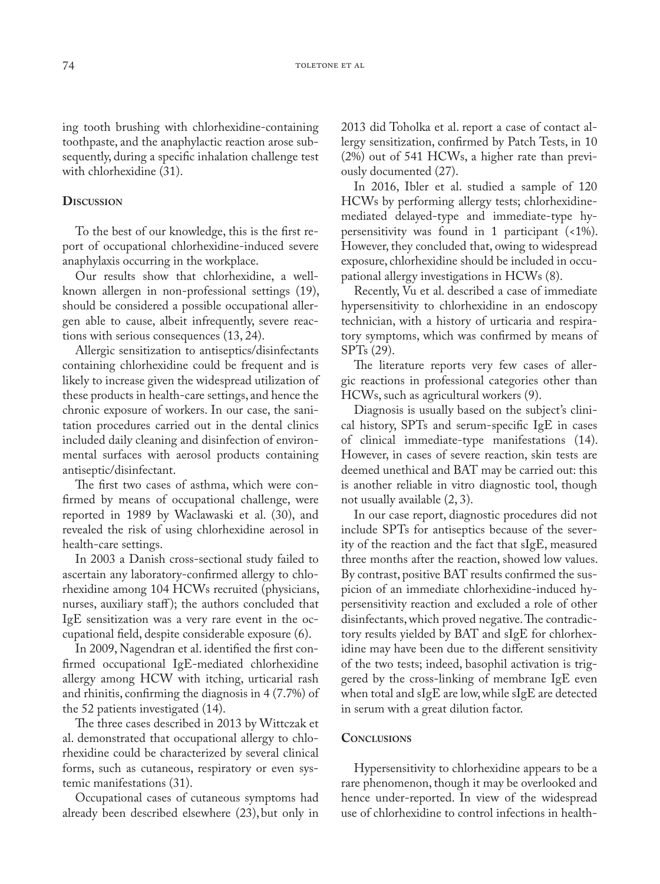ing tooth brushing with chlorhexidine-containing toothpaste, and the anaphylactic reaction arose subsequently, during a specific inhalation challenge test with chlorhexidine (31).

## Discussion

To the best of our knowledge, this is the first report of occupational chlorhexidine-induced severe anaphylaxis occurring in the workplace.

Our results show that chlorhexidine, a well-known allergen in non-professional settings (19), should be considered a possible occupational allergen able to cause, albeit infrequently, severe reactions with serious consequences (13, 24).

Allergic sensitization to antiseptics/disinfectants containing chlorhexidine could be frequent and is likely to increase given the widespread utilization of these products in health-care settings, and hence the chronic exposure of workers. In our case, the sanitation procedures carried out in the dental clinics included daily cleaning and disinfection of environmental surfaces with aerosol products containing antiseptic/disinfectant.

The first two cases of asthma, which were confirmed by means of occupational challenge, were reported in 1989 by Waclawaski et al. (30), and revealed the risk of using chlorhexidine aerosol in health-care settings.

In 2003 a Danish cross-sectional study failed to ascertain any laboratory-confirmed allergy to chlorhexidine among 104 HCWs recruited (physicians, nurses, auxiliary staff); the authors concluded that IgE sensitization was a very rare event in the occupational field, despite considerable exposure (6).

In 2009, Nagendran et al. identified the first confirmed occupational IgE-mediated chlorhexidine allergy among HCW with itching, urticarial rash and rhinitis, confirming the diagnosis in 4 (7.7%) of the 52 patients investigated (14).

The three cases described in 2013 by Wittczak et al. demonstrated that occupational allergy to chlorhexidine could be characterized by several clinical forms, such as cutaneous, respiratory or even systemic manifestations (31).

Occupational cases of cutaneous symptoms had already been described elsewhere (23), but only in 2013 did Toholka et al. report a case of contact allergy sensitization, confirmed by Patch Tests, in 10 (2%) out of 541 HCWs, a higher rate than previously documented (27).

In 2016, Ibler et al. studied a sample of 120 HCWs by performing allergy tests; chlorhexidine-mediated delayed-type and immediate-type hypersensitivity was found in 1 participant (<1%). However, they concluded that, owing to widespread exposure, chlorhexidine should be included in occupational allergy investigations in HCWs (8).

Recently, Vu et al. described a case of immediate hypersensitivity to chlorhexidine in an endoscopy technician, with a history of urticaria and respiratory symptoms, which was confirmed by means of SPTs (29).

The literature reports very few cases of allergic reactions in professional categories other than HCWs, such as agricultural workers (9).

Diagnosis is usually based on the subject's clinical history, SPTs and serum-specific IgE in cases of clinical immediate-type manifestations (14). However, in cases of severe reaction, skin tests are deemed unethical and BAT may be carried out: this is another reliable in vitro diagnostic tool, though not usually available (2, 3).

In our case report, diagnostic procedures did not include SPTs for antiseptics because of the severity of the reaction and the fact that sIgE, measured three months after the reaction, showed low values. By contrast, positive BAT results confirmed the suspicion of an immediate chlorhexidine-induced hypersensitivity reaction and excluded a role of other disinfectants, which proved negative. The contradictory results yielded by BAT and sIgE for chlorhexidine may have been due to the different sensitivity of the two tests; indeed, basophil activation is triggered by the cross-linking of membrane IgE even when total and sIgE are low, while sIgE are detected in serum with a great dilution factor.

## Conclusions

Hypersensitivity to chlorhexidine appears to be a rare phenomenon, though it may be overlooked and hence under-reported. In view of the widespread use of chlorhexidine to control infections in health-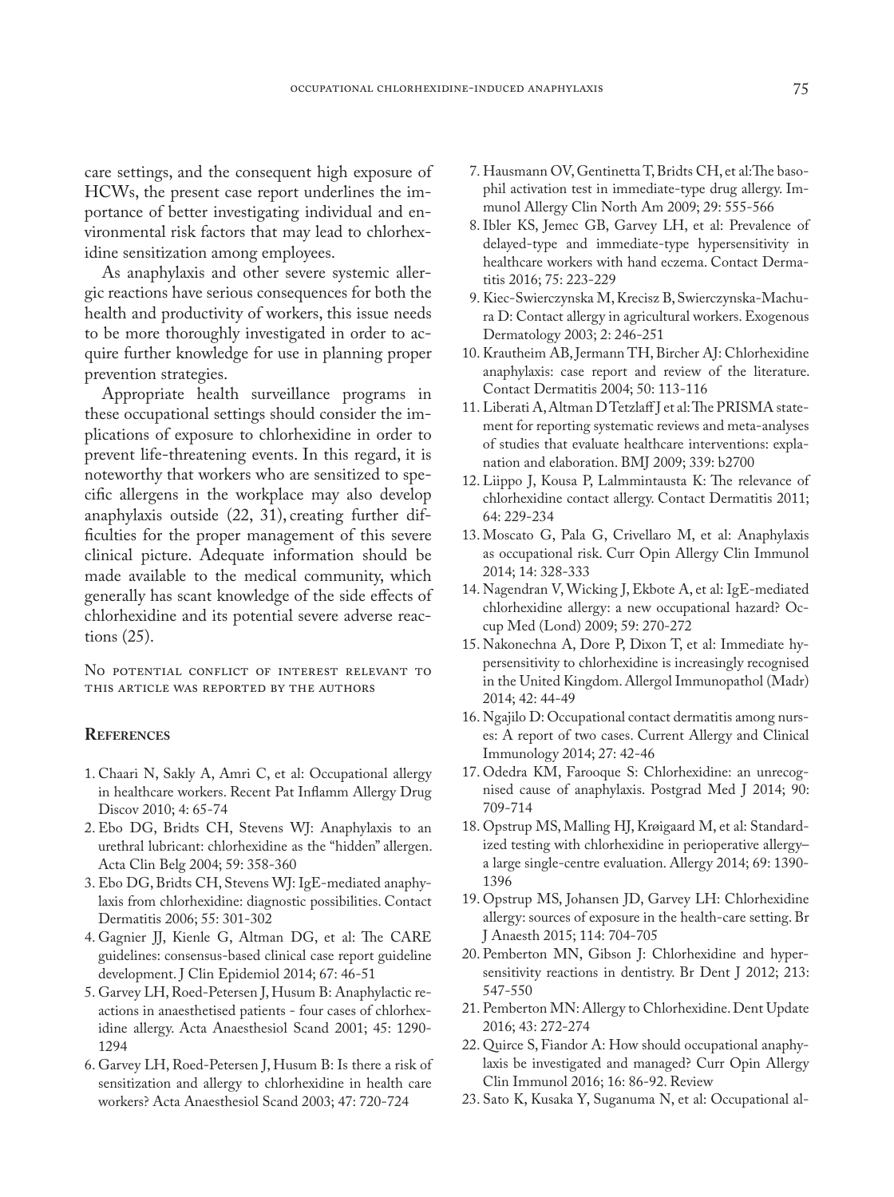care settings, and the consequent high exposure of HCWs, the present case report underlines the importance of better investigating individual and environmental risk factors that may lead to chlorhexidine sensitization among employees.

As anaphylaxis and other severe systemic allergic reactions have serious consequences for both the health and productivity of workers, this issue needs to be more thoroughly investigated in order to acquire further knowledge for use in planning proper prevention strategies.

Appropriate health surveillance programs in these occupational settings should consider the implications of exposure to chlorhexidine in order to prevent life-threatening events. In this regard, it is noteworthy that workers who are sensitized to specific allergens in the workplace may also develop anaphylaxis outside (22, 31), creating further difficulties for the proper management of this severe clinical picture. Adequate information should be made available to the medical community, which generally has scant knowledge of the side effects of chlorhexidine and its potential severe adverse reactions (25).

No potential conflict of interest relevant to this article was reported by the authors

## References

1. Chaari N, Sakly A, Amri C, et al: Occupational allergy in healthcare workers. Recent Pat Inflamm Allergy Drug Discov 2010; 4: 65-74
2. Ebo DG, Bridts CH, Stevens WJ: Anaphylaxis to an urethral lubricant: chlorhexidine as the "hidden" allergen. Acta Clin Belg 2004; 59: 358-360
3. Ebo DG, Bridts CH, Stevens WJ: IgE-mediated anaphylaxis from chlorhexidine: diagnostic possibilities. Contact Dermatitis 2006; 55: 301-302
4. Gagnier JJ, Kienle G, Altman DG, et al: The CARE guidelines: consensus-based clinical case report guideline development. J Clin Epidemiol 2014; 67: 46-51
5. Garvey LH, Roed-Petersen J, Husum B: Anaphylactic reactions in anaesthetised patients - four cases of chlorhexidine allergy. Acta Anaesthesiol Scand 2001; 45: 1290-1294
6. Garvey LH, Roed-Petersen J, Husum B: Is there a risk of sensitization and allergy to chlorhexidine in health care workers? Acta Anaesthesiol Scand 2003; 47: 720-724
7. Hausmann OV, Gentinetta T, Bridts CH, et al: The basophil activation test in immediate-type drug allergy. Immunol Allergy Clin North Am 2009; 29: 555-566
8. Ibler KS, Jemec GB, Garvey LH, et al: Prevalence of delayed-type and immediate-type hypersensitivity in healthcare workers with hand eczema. Contact Dermatitis 2016; 75: 223-229
9. Kiec-Swierczynska M, Krecisz B, Swierczynska-Machura D: Contact allergy in agricultural workers. Exogenous Dermatology 2003; 2: 246-251
10. Krautheim AB, Jermann TH, Bircher AJ: Chlorhexidine anaphylaxis: case report and review of the literature. Contact Dermatitis 2004; 50: 113-116
11. Liberati A, Altman D Tetzlaff J et al: The PRISMA statement for reporting systematic reviews and meta-analyses of studies that evaluate healthcare interventions: explanation and elaboration. BMJ 2009; 339: b2700
12. Liippo J, Kousa P, Lalmmintausta K: The relevance of chlorhexidine contact allergy. Contact Dermatitis 2011; 64: 229-234
13. Moscato G, Pala G, Crivellaro M, et al: Anaphylaxis as occupational risk. Curr Opin Allergy Clin Immunol 2014; 14: 328-333
14. Nagendran V, Wicking J, Ekbote A, et al: IgE-mediated chlorhexidine allergy: a new occupational hazard? Occup Med (Lond) 2009; 59: 270-272
15. Nakonechna A, Dore P, Dixon T, et al: Immediate hypersensitivity to chlorhexidine is increasingly recognised in the United Kingdom. Allergol Immunopathol (Madr) 2014; 42: 44-49
16. Ngajilo D: Occupational contact dermatitis among nurses: A report of two cases. Current Allergy and Clinical Immunology 2014; 27: 42-46
17. Odedra KM, Farooque S: Chlorhexidine: an unrecognised cause of anaphylaxis. Postgrad Med J 2014; 90: 709-714
18. Opstrup MS, Malling HJ, Krøigaard M, et al: Standardized testing with chlorhexidine in perioperative allergy–a large single-centre evaluation. Allergy 2014; 69: 1390-1396
19. Opstrup MS, Johansen JD, Garvey LH: Chlorhexidine allergy: sources of exposure in the health-care setting. Br J Anaesth 2015; 114: 704-705
20. Pemberton MN, Gibson J: Chlorhexidine and hypersensitivity reactions in dentistry. Br Dent J 2012; 213: 547-550
21. Pemberton MN: Allergy to Chlorhexidine. Dent Update 2016; 43: 272-274
22. Quirce S, Fiandor A: How should occupational anaphylaxis be investigated and managed? Curr Opin Allergy Clin Immunol 2016; 16: 86-92. Review
23. Sato K, Kusaka Y, Suganuma N, et al: Occupational al-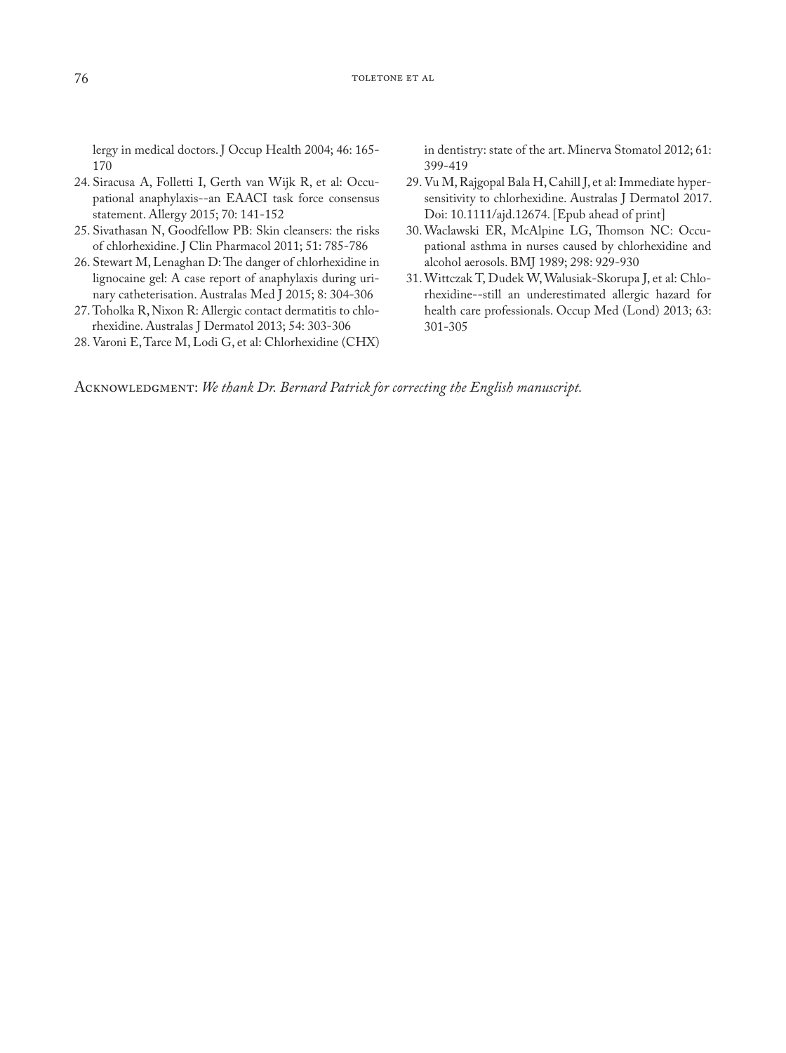lergy in medical doctors. J Occup Health 2004; 46: 165-170

24. Siracusa A, Folletti I, Gerth van Wijk R, et al: Occupational anaphylaxis--an EAACI task force consensus statement. Allergy 2015; 70: 141-152
25. Sivathasan N, Goodfellow PB: Skin cleansers: the risks of chlorhexidine. J Clin Pharmacol 2011; 51: 785-786
26. Stewart M, Lenaghan D: The danger of chlorhexidine in lignocaine gel: A case report of anaphylaxis during urinary catheterisation. Australas Med J 2015; 8: 304-306
27. Toholka R, Nixon R: Allergic contact dermatitis to chlorhexidine. Australas J Dermatol 2013; 54: 303-306
28. Varoni E, Tarce M, Lodi G, et al: Chlorhexidine (CHX) in dentistry: state of the art. Minerva Stomatol 2012; 61: 399-419
29. Vu M, Rajgopal Bala H, Cahill J, et al: Immediate hypersensitivity to chlorhexidine. Australas J Dermatol 2017. Doi: 10.1111/ajd.12674. [Epub ahead of print]
30. Waclawski ER, McAlpine LG, Thomson NC: Occupational asthma in nurses caused by chlorhexidine and alcohol aerosols. BMJ 1989; 298: 929-930
31. Wittczak T, Dudek W, Walusiak-Skorupa J, et al: Chlorhexidine--still an underestimated allergic hazard for health care professionals. Occup Med (Lond) 2013; 63: 301-305

Acknowledgment: *We thank Dr. Bernard Patrick for correcting the English manuscript.*